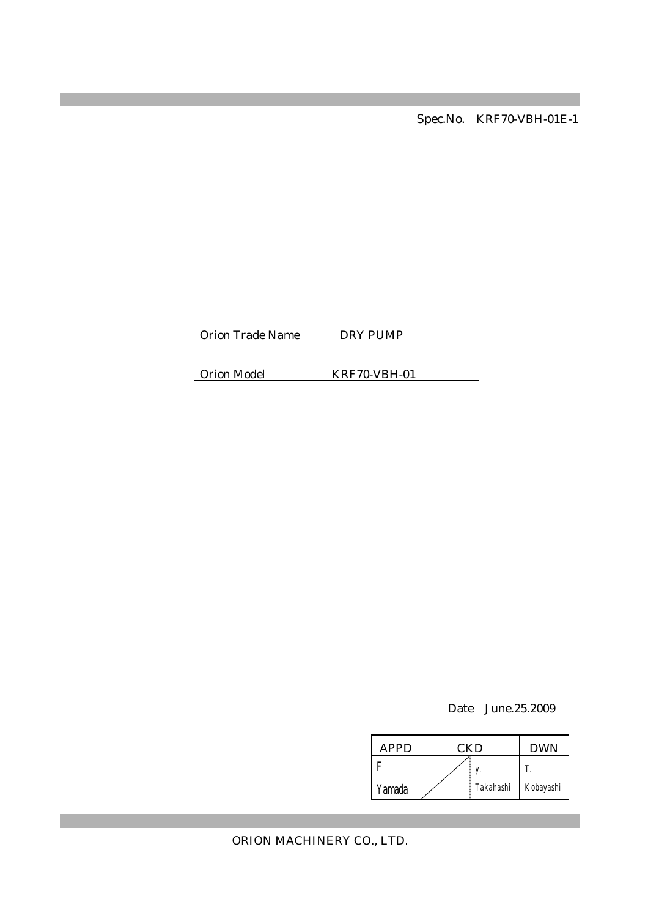Spec.No. KRF70-VBH-01E-1

Orion Trade Name DRY PUMP

Orion Model KRF70-VBH-01

Date June.25.2009

| APPD | CKD | | DWN |
|---|---|---|---|
| F Yamada | | y. Takahashi | T. Kobayashi |

ORION MACHINERY CO., LTD.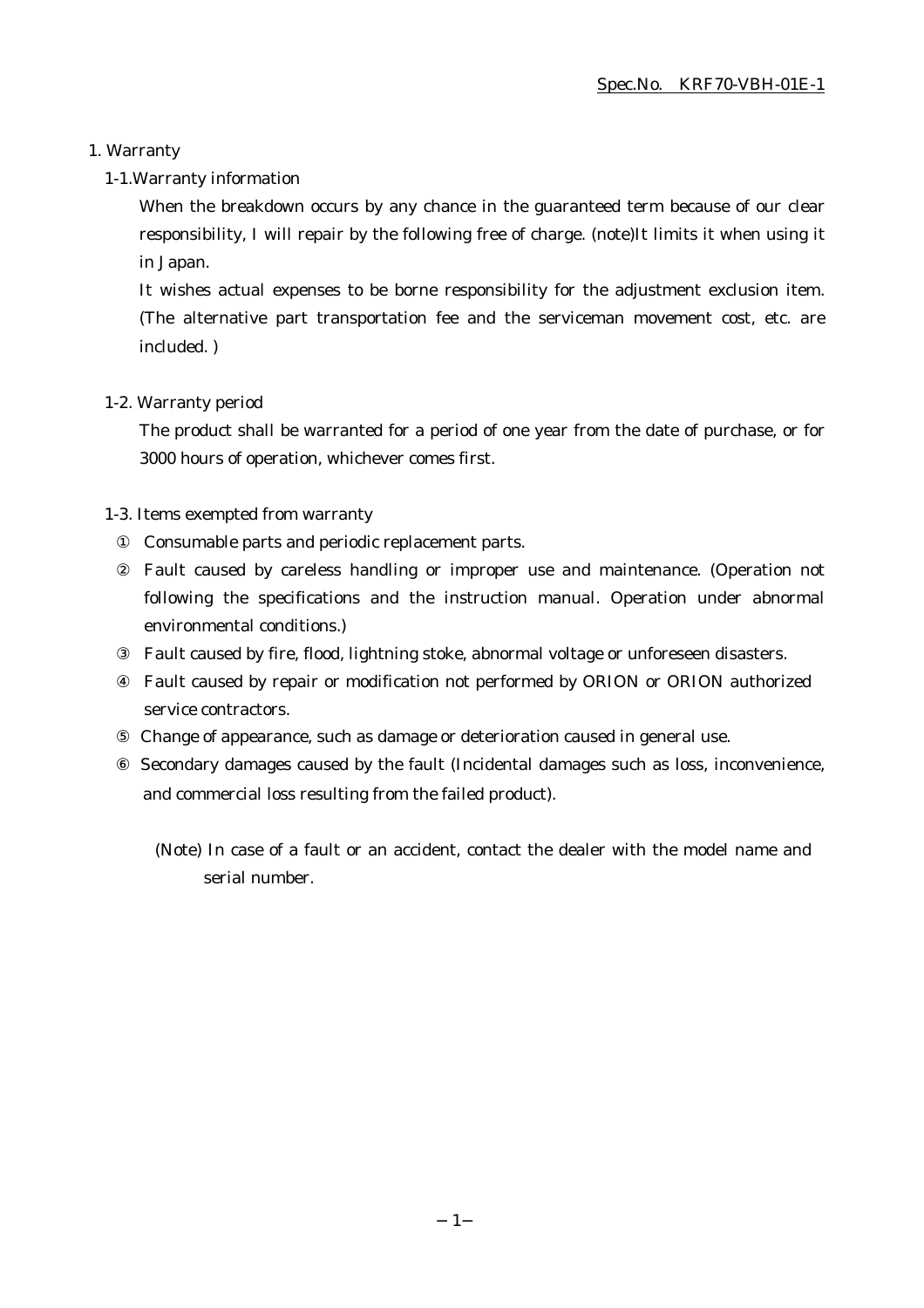# 1. Warranty

## 1-1.Warranty information

When the breakdown occurs by any chance in the guaranteed term because of our clear responsibility, I will repair by the following free of charge. (note)It limits it when using it in Japan.

It wishes actual expenses to be borne responsibility for the adjustment exclusion item. (The alternative part transportation fee and the serviceman movement cost, etc. are included. )

## 1-2. Warranty period

The product shall be warranted for a period of one year from the date of purchase, or for 3000 hours of operation, whichever comes first.

## 1-3. Items exempted from warranty

① Consumable parts and periodic replacement parts.

② Fault caused by careless handling or improper use and maintenance. (Operation not following the specifications and the instruction manual. Operation under abnormal environmental conditions.)

③ Fault caused by fire, flood, lightning stoke, abnormal voltage or unforeseen disasters.

④ Fault caused by repair or modification not performed by ORION or ORION authorized service contractors.

⑤ Change of appearance, such as damage or deterioration caused in general use.

⑥ Secondary damages caused by the fault (Incidental damages such as loss, inconvenience, and commercial loss resulting from the failed product).

(Note) In case of a fault or an accident, contact the dealer with the model name and serial number.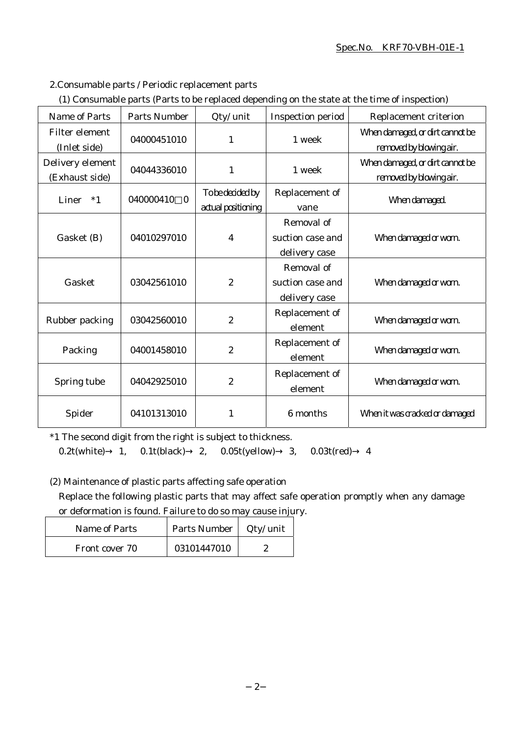## 2.Consumable parts / Periodic replacement parts

(1) Consumable parts (Parts to be replaced depending on the state at the time of inspection)

| Name of Parts | Parts Number | Qty/unit | Inspection period | Replacement criterion |
|---|---|---|---|---|
| Filter element (Inlet side) | 04000451010 | 1 | 1 week | When damaged, or dirt cannot be removed by blowing air. |
| Delivery element (Exhaust side) | 04044336010 | 1 | 1 week | When damaged, or dirt cannot be removed by blowing air. |
| Liner *1 | 040000410□0 | To be decided by actual positioning | Replacement of vane | When damaged. |
| Gasket (B) | 04010297010 | 4 | Removal of suction case and delivery case | When damaged or worn. |
| Gasket | 03042561010 | 2 | Removal of suction case and delivery case | When damaged or worn. |
| Rubber packing | 03042560010 | 2 | Replacement of element | When damaged or worn. |
| Packing | 04001458010 | 2 | Replacement of element | When damaged or worn. |
| Spring tube | 04042925010 | 2 | Replacement of element | When damaged or worn. |
| Spider | 04101313010 | 1 | 6 months | When it was cracked or damaged |

*1 The second digit from the right is subject to thickness.
0.2t(white)→ 1,　0.1t(black)→ 2,　0.05t(yellow)→ 3,　0.03t(red)→ 4

(2) Maintenance of plastic parts affecting safe operation

Replace the following plastic parts that may affect safe operation promptly when any damage or deformation is found. Failure to do so may cause injury.

| Name of Parts | Parts Number | Qty/unit |
|---|---|---|
| Front cover 70 | 03101447010 | 2 |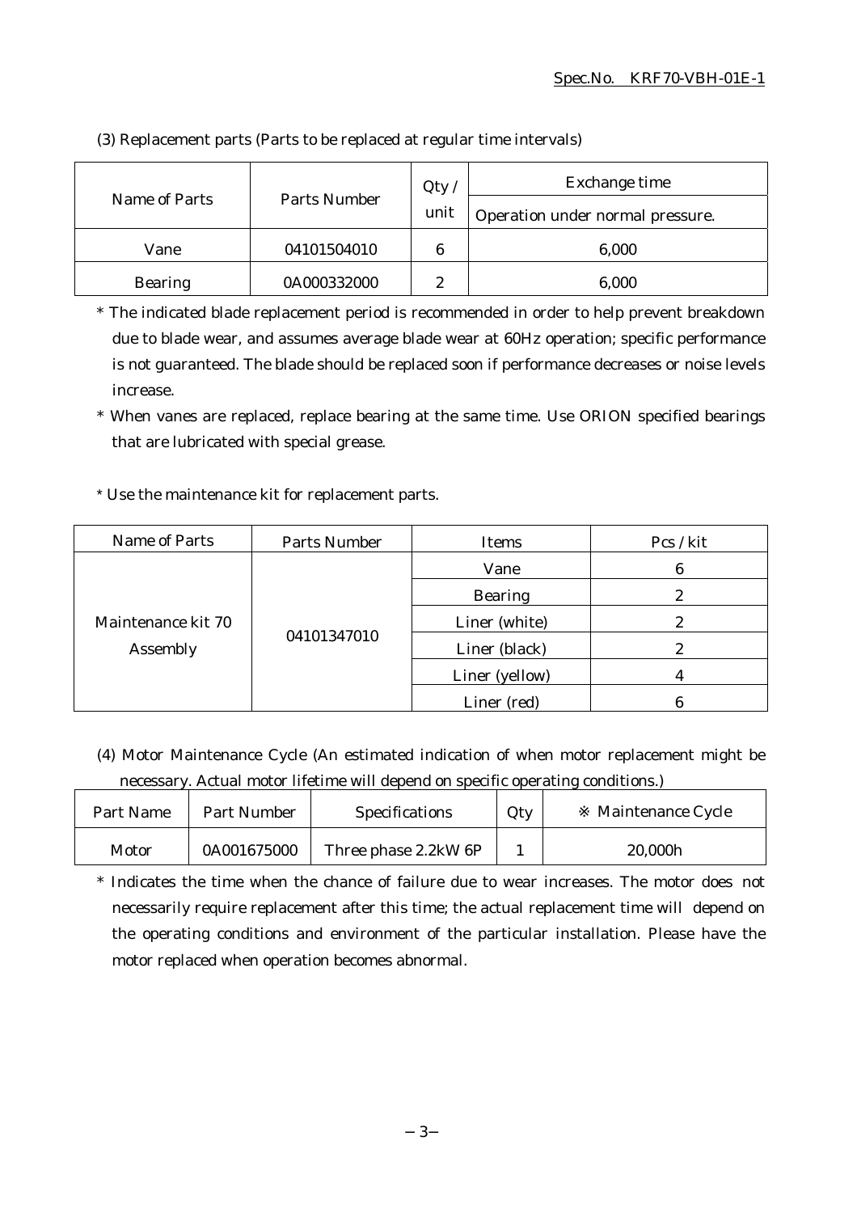(3) Replacement parts (Parts to be replaced at regular time intervals)

| Name of Parts | Parts Number | Qty / unit | Exchange time |
|---|---|---|---|
| | | | Operation under normal pressure. |
| Vane | 04101504010 | 6 | 6,000 |
| Bearing | 0A000332000 | 2 | 6,000 |

* The indicated blade replacement period is recommended in order to help prevent breakdown due to blade wear, and assumes average blade wear at 60Hz operation; specific performance is not guaranteed. The blade should be replaced soon if performance decreases or noise levels increase.

* When vanes are replaced, replace bearing at the same time. Use ORION specified bearings that are lubricated with special grease.

* Use the maintenance kit for replacement parts.

| Name of Parts | Parts Number | Items | Pcs / kit |
|---|---|---|---|
| Maintenance kit 70 Assembly | 04101347010 | Vane | 6 |
| | | Bearing | 2 |
| | | Liner (white) | 2 |
| | | Liner (black) | 2 |
| | | Liner (yellow) | 4 |
| | | Liner (red) | 6 |

(4) Motor Maintenance Cycle (An estimated indication of when motor replacement might be necessary. Actual motor lifetime will depend on specific operating conditions.)

| Part Name | Part Number | Specifications | Qty | ※ Maintenance Cycle |
|---|---|---|---|---|
| Motor | 0A001675000 | Three phase 2.2kW 6P | 1 | 20,000h |

* Indicates the time when the chance of failure due to wear increases. The motor does not necessarily require replacement after this time; the actual replacement time will depend on the operating conditions and environment of the particular installation. Please have the motor replaced when operation becomes abnormal.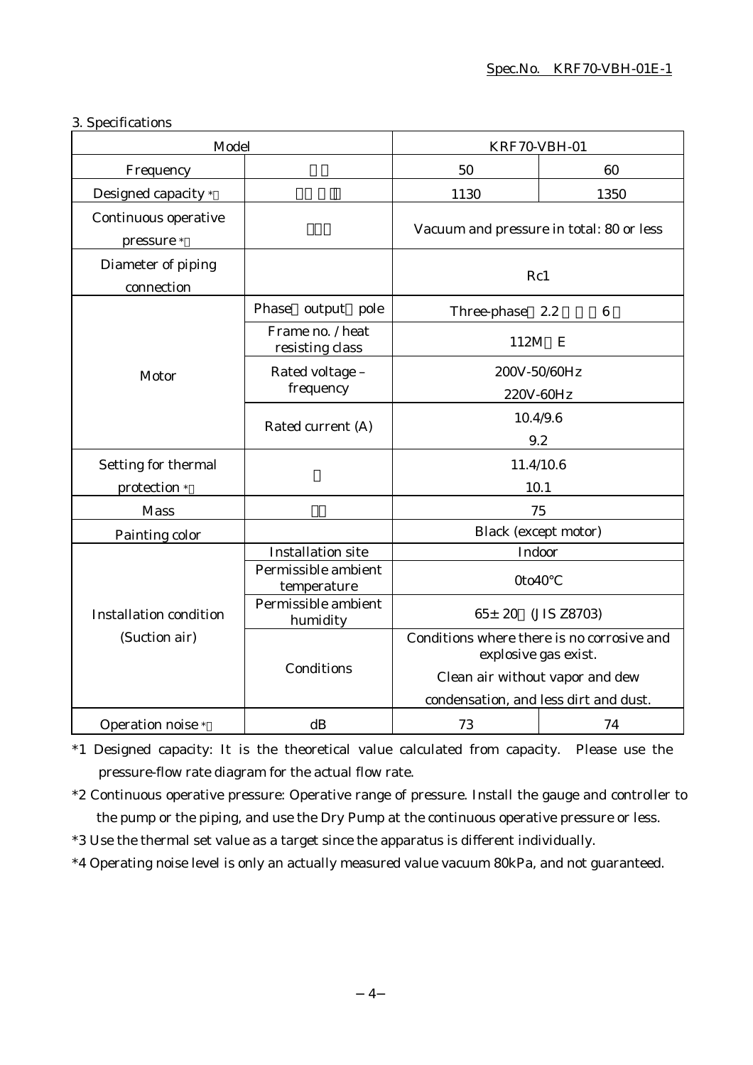3. Specifications

| Model | | KRF70-VBH-01 | |
|---|---|---|---|
| Frequency | | 50 | 60 |
| Designed capacity * | | 1130 | 1350 |
| Continuous operative pressure * | | Vacuum and pressure in total: 80 or less | |
| Diameter of piping connection | | Rc1 | |
| Motor | Phase output pole | Three-phase 2.2 6 | |
| | Frame no. / heat resisting class | 112M E | |
| | Rated voltage – frequency | 200V-50/60Hz<br>220V-60Hz | |
| | Rated current (A) | 10.4/9.6<br>9.2 | |
| Setting for thermal protection * | | 11.4/10.6<br>10.1 | |
| Mass | | 75 | |
| Painting color | | Black (except motor) | |
| Installation condition (Suction air) | Installation site | Indoor | |
| | Permissible ambient temperature | 0to40℃ | |
| | Permissible ambient humidity | 65± 20 (JIS Z8703) | |
| | Conditions | Conditions where there is no corrosive and explosive gas exist.<br>Clean air without vapor and dew condensation, and less dirt and dust. | |
| Operation noise * | dB | 73 | 74 |

*1 Designed capacity: It is the theoretical value calculated from capacity. Please use the pressure-flow rate diagram for the actual flow rate.

*2 Continuous operative pressure: Operative range of pressure. Install the gauge and controller to the pump or the piping, and use the Dry Pump at the continuous operative pressure or less.

*3 Use the thermal set value as a target since the apparatus is different individually.

*4 Operating noise level is only an actually measured value vacuum 80kPa, and not guaranteed.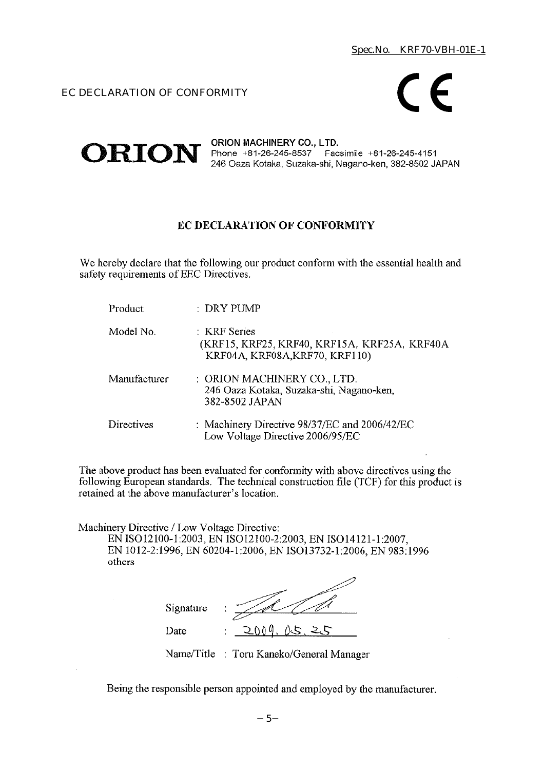Spec.No. KRF70-VBH-01E-1

EC DECLARATION OF CONFORMITY

CE

**ORION**

**ORION MACHINERY CO., LTD.**
Phone +81-26-245-8537 Facsimile +81-26-245-4151
246 Oaza Kotaka, Suzaka-shi, Nagano-ken, 382-8502 JAPAN

## EC DECLARATION OF CONFORMITY

We hereby declare that the following our product conform with the essential health and safety requirements of EEC Directives.

| | |
|---|---|
| Product | : DRY PUMP |
| Model No. | : KRF Series (KRF15, KRF25, KRF40, KRF15A, KRF25A, KRF40A KRF04A, KRF08A,KRF70, KRF110) |
| Manufacturer | : ORION MACHINERY CO., LTD. 246 Oaza Kotaka, Suzaka-shi, Nagano-ken, 382-8502 JAPAN |
| Directives | : Machinery Directive 98/37/EC and 2006/42/EC Low Voltage Directive 2006/95/EC |

The above product has been evaluated for conformity with above directives using the following European standards. The technical construction file (TCF) for this product is retained at the above manufacturer's location.

Machinery Directive / Low Voltage Directive:
EN ISO12100-1:2003, EN ISO12100-2:2003, EN ISO14121-1:2007, EN 1012-2:1996, EN 60204-1:2006, EN ISO13732-1:2006, EN 983:1996 others

Signature :

Date : 2009. 05. 25

Name/Title : Toru Kaneko/General Manager

Being the responsible person appointed and employed by the manufacturer.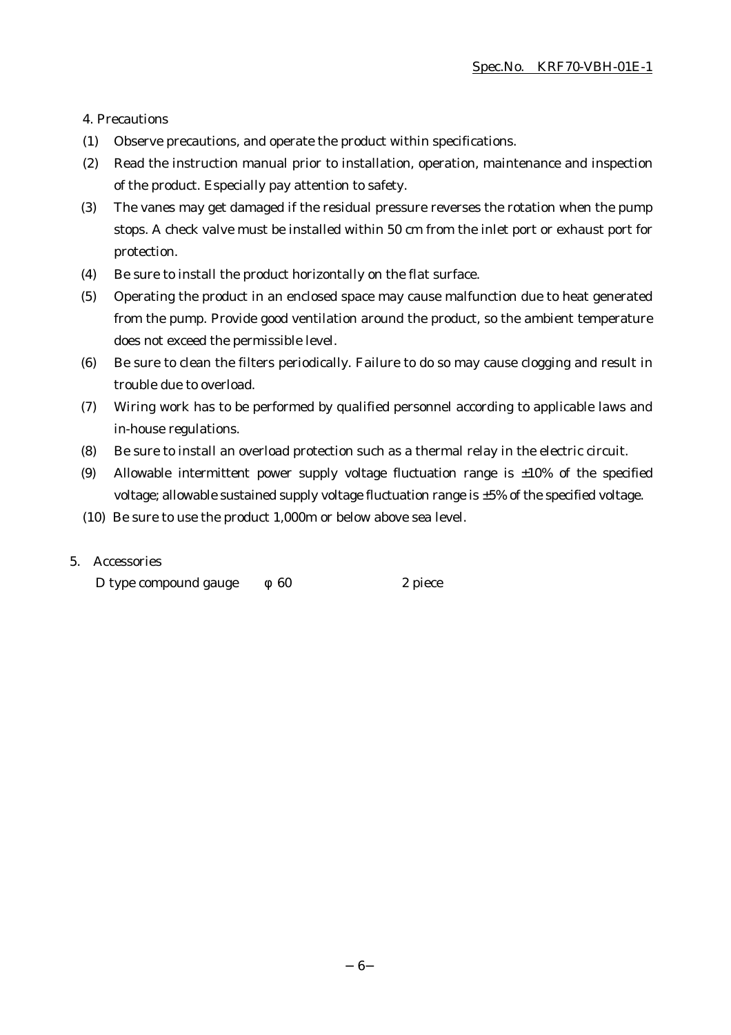## 4. Precautions

(1) Observe precautions, and operate the product within specifications.

(2) Read the instruction manual prior to installation, operation, maintenance and inspection of the product. Especially pay attention to safety.

(3) The vanes may get damaged if the residual pressure reverses the rotation when the pump stops. A check valve must be installed within 50 cm from the inlet port or exhaust port for protection.

(4) Be sure to install the product horizontally on the flat surface.

(5) Operating the product in an enclosed space may cause malfunction due to heat generated from the pump. Provide good ventilation around the product, so the ambient temperature does not exceed the permissible level.

(6) Be sure to clean the filters periodically. Failure to do so may cause clogging and result in trouble due to overload.

(7) Wiring work has to be performed by qualified personnel according to applicable laws and in-house regulations.

(8) Be sure to install an overload protection such as a thermal relay in the electric circuit.

(9) Allowable intermittent power supply voltage fluctuation range is ±10% of the specified voltage; allowable sustained supply voltage fluctuation range is ±5% of the specified voltage.

(10) Be sure to use the product 1,000m or below above sea level.

## 5. Accessories

D type compound gauge φ 60 2 piece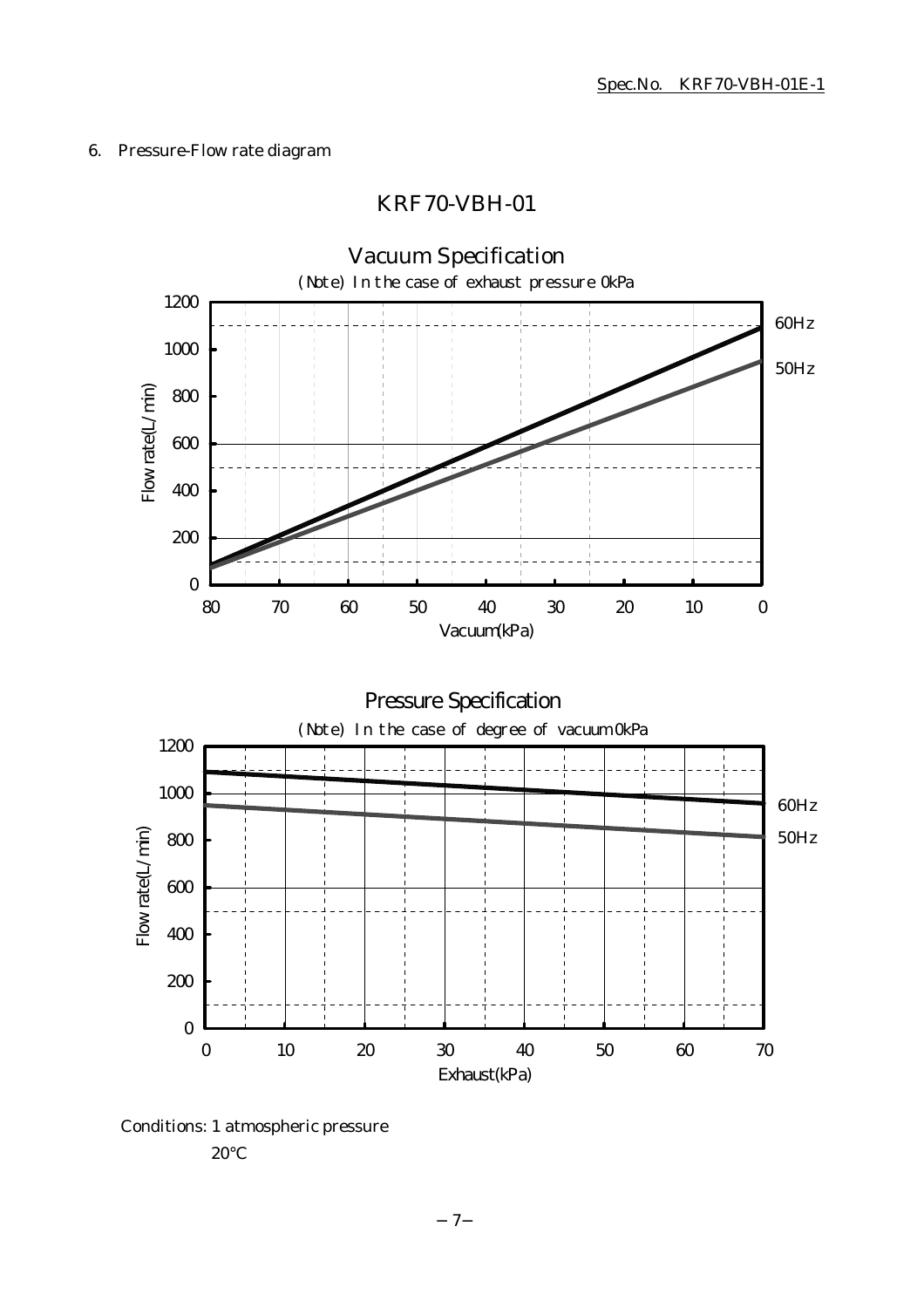## 6. Pressure-Flow rate diagram

### KRF70-VBH-01

#### Vacuum Specification

(Note) In the case of exhaust pressure 0kPa

Flow rate(L/min)

1200, 1000, 800, 600, 400, 200, 0

80, 70, 60, 50, 40, 30, 20, 10, 0

Vacuum(kPa)

60Hz

50Hz

#### Pressure Specification

(Note) In the case of degree of vacuum 0kPa

Flow rate(L/min)

1200, 1000, 800, 600, 400, 200, 0

0, 10, 20, 30, 40, 50, 60, 70

Exhaust(kPa)

60Hz

50Hz

Conditions: 1 atmospheric pressure

20°C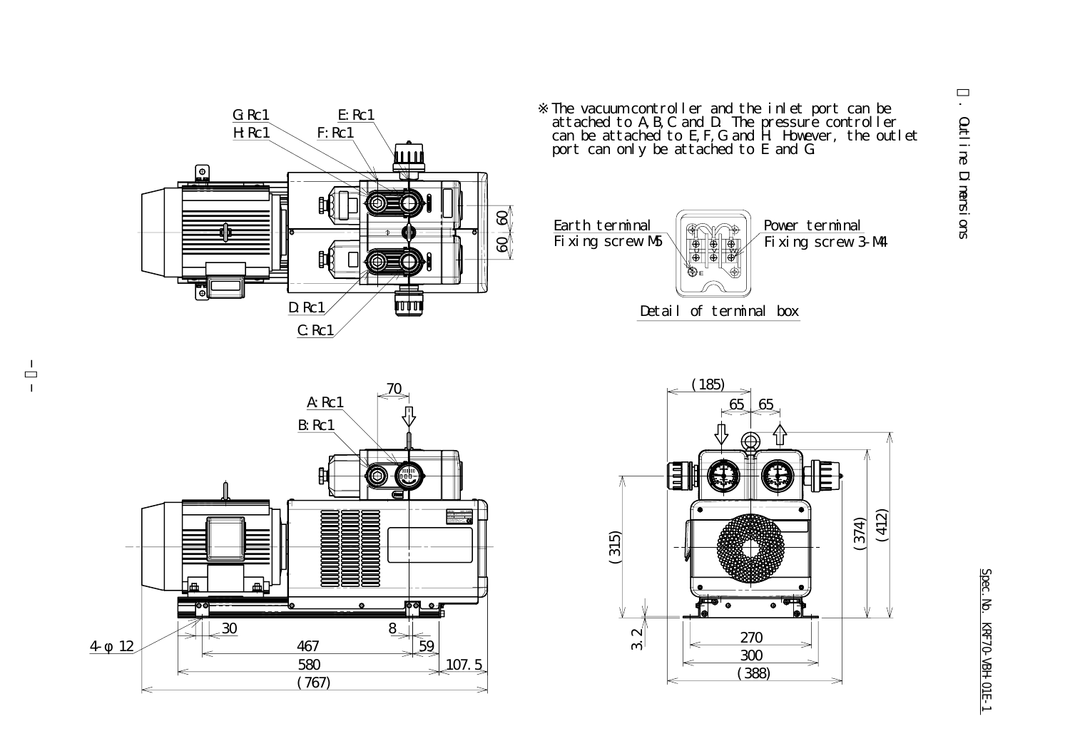□. Outline Dimensions

※ The vacuum controller and the inlet port can be attached to A, B, C and D. The pressure controller can be attached to E, F, G and H. However, the outlet port can only be attached to E and G.

G: Rc1
H: Rc1
E: Rc1
F: Rc1
D: Rc1
C: Rc1
60
60

Earth terminal
Fixing screw M5

Power terminal
Fixing screw 3-M4

Detail of terminal box

70
A: Rc1
B: Rc1
4-φ12
30
8
467
59
580
107.5
(767)

(185)
65
65
(315)
(374)
(412)
3.2
270
300
(388)

Spec. No. KRF70-VBH-01E-1